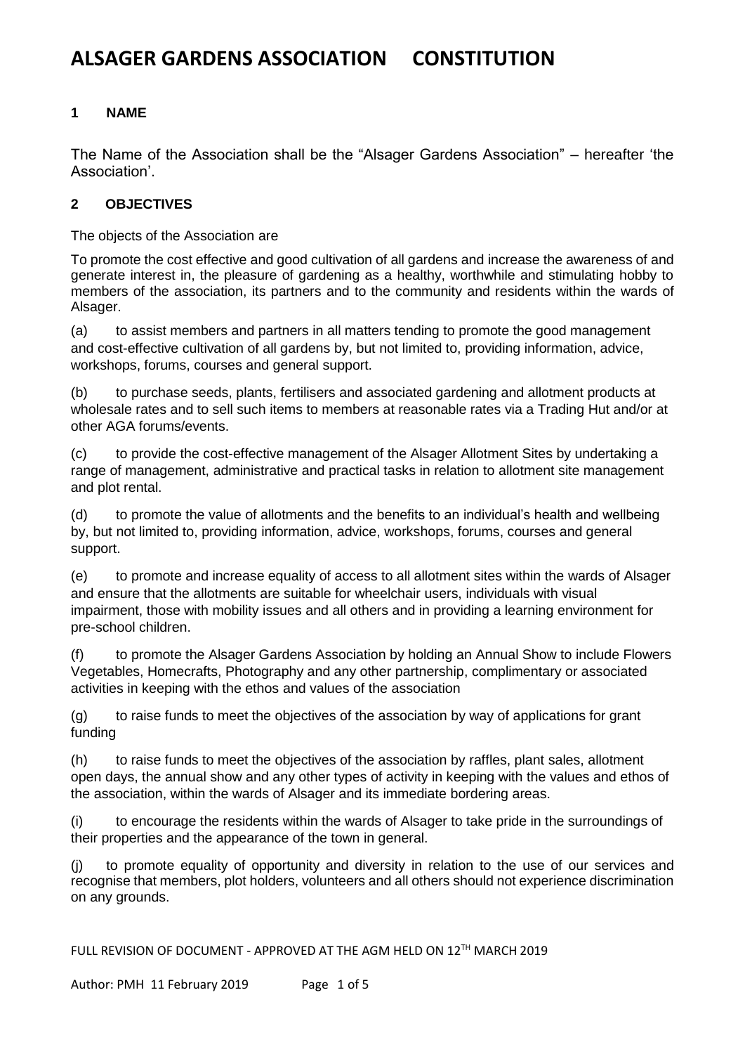# ALSAGER GARDENS ASSOCIATION CONSTITUTION

## 1 NAME

The Name of the Association shall be the "Alsager Gardens Association" – hereafter 'the Association'.

## 2 OBJECTIVES

The objects of the Association are

To promote the cost effective and good cultivation of all gardens and increase the awareness of and generate interest in, the pleasure of gardening as a healthy, worthwhile and stimulating hobby to members of the association, its partners and to the community and residents within the wards of Alsager.

(a) to assist members and partners in all matters tending to promote the good management and cost-effective cultivation of all gardens by, but not limited to, providing information, advice, workshops, forums, courses and general support.

(b) to purchase seeds, plants, fertilisers and associated gardening and allotment products at wholesale rates and to sell such items to members at reasonable rates via a Trading Hut and/or at other AGA forums/events.

(c) to provide the cost-effective management of the Alsager Allotment Sites by undertaking a range of management, administrative and practical tasks in relation to allotment site management and plot rental.

(d) to promote the value of allotments and the benefits to an individual's health and wellbeing by, but not limited to, providing information, advice, workshops, forums, courses and general support.

(e) to promote and increase equality of access to all allotment sites within the wards of Alsager and ensure that the allotments are suitable for wheelchair users, individuals with visual impairment, those with mobility issues and all others and in providing a learning environment for pre-school children.

(f) to promote the Alsager Gardens Association by holding an Annual Show to include Flowers Vegetables, Homecrafts, Photography and any other partnership, complimentary or associated activities in keeping with the ethos and values of the association

(g) to raise funds to meet the objectives of the association by way of applications for grant funding

(h) to raise funds to meet the objectives of the association by raffles, plant sales, allotment open days, the annual show and any other types of activity in keeping with the values and ethos of the association, within the wards of Alsager and its immediate bordering areas.

(i) to encourage the residents within the wards of Alsager to take pride in the surroundings of their properties and the appearance of the town in general.

(j) to promote equality of opportunity and diversity in relation to the use of our services and recognise that members, plot holders, volunteers and all others should not experience discrimination on any grounds.

FULL REVISION OF DOCUMENT - APPROVED AT THE AGM HELD ON 12TH MARCH 2019

Author: PMH 11 February 2019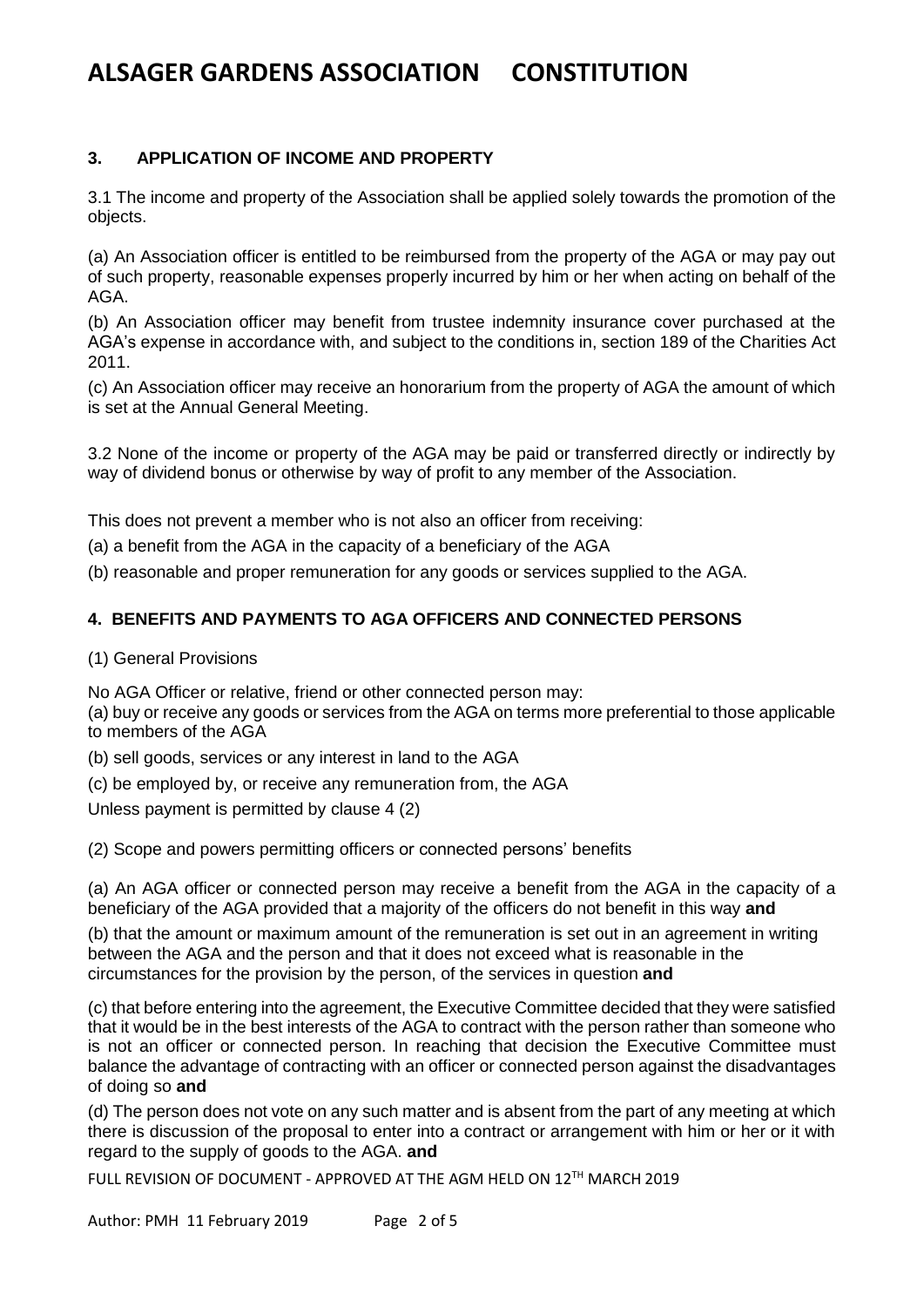### 3. APPLICATION OF INCOME AND PROPERTY

3.1 The income and property of the Association shall be applied solely towards the promotion of the objects.

(a) An Association officer is entitled to be reimbursed from the property of the AGA or may pay out of such property, reasonable expenses properly incurred by him or her when acting on behalf of the AGA.

(b) An Association officer may benefit from trustee indemnity insurance cover purchased at the AGA's expense in accordance with, and subject to the conditions in, section 189 of the Charities Act 2011.

(c) An Association officer may receive an honorarium from the property of AGA the amount of which is set at the Annual General Meeting.

3.2 None of the income or property of the AGA may be paid or transferred directly or indirectly by way of dividend bonus or otherwise by way of profit to any member of the Association.

This does not prevent a member who is not also an officer from receiving:

(a) a benefit from the AGA in the capacity of a beneficiary of the AGA

(b) reasonable and proper remuneration for any goods or services supplied to the AGA.

### 4. BENEFITS AND PAYMENTS TO AGA OFFICERS AND CONNECTED PERSONS

(1) General Provisions

No AGA Officer or relative, friend or other connected person may:

(a) buy or receive any goods or services from the AGA on terms more preferential to those applicable to members of the AGA

(b) sell goods, services or any interest in land to the AGA

(c) be employed by, or receive any remuneration from, the AGA

Unless payment is permitted by clause 4 (2)

(2) Scope and powers permitting officers or connected persons' benefits

(a) An AGA officer or connected person may receive a benefit from the AGA in the capacity of a beneficiary of the AGA provided that a majority of the officers do not benefit in this way **and**

(b) that the amount or maximum amount of the remuneration is set out in an agreement in writing between the AGA and the person and that it does not exceed what is reasonable in the circumstances for the provision by the person, of the services in question **and**

(c) that before entering into the agreement, the Executive Committee decided that they were satisfied that it would be in the best interests of the AGA to contract with the person rather than someone who is not an officer or connected person. In reaching that decision the Executive Committee must balance the advantage of contracting with an officer or connected person against the disadvantages of doing so **and**

(d) The person does not vote on any such matter and is absent from the part of any meeting at which there is discussion of the proposal to enter into a contract or arrangement with him or her or it with regard to the supply of goods to the AGA. **and**

FULL REVISION OF DOCUMENT - APPROVED AT THE AGM HELD ON 12TH MARCH 2019

Author: PMH 11 February 2019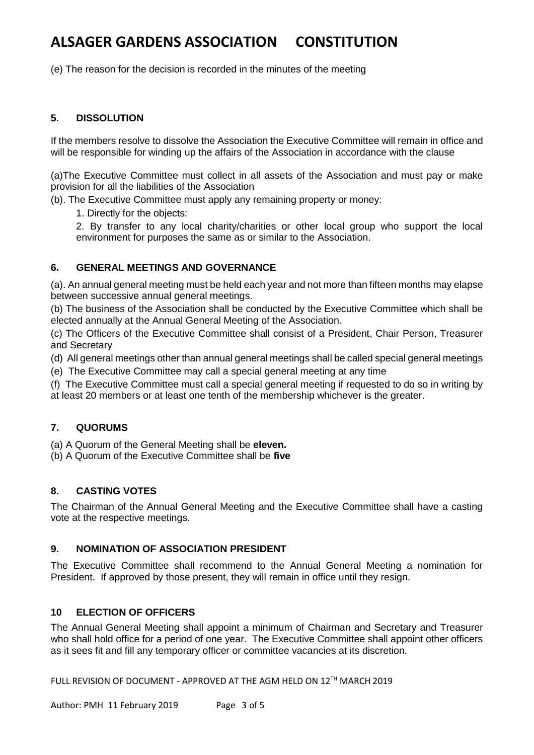(e) The reason for the decision is recorded in the minutes of the meeting

### 5. DISSOLUTION

If the members resolve to dissolve the Association the Executive Committee will remain in office and will be responsible for winding up the affairs of the Association in accordance with the clause

(a)The Executive Committee must collect in all assets of the Association and must pay or make provision for all the liabilities of the Association

(b). The Executive Committee must apply any remaining property or money:

1. Directly for the objects:
2. By transfer to any local charity/charities or other local group who support the local environment for purposes the same as or similar to the Association.

### 6. GENERAL MEETINGS AND GOVERNANCE

(a). An annual general meeting must be held each year and not more than fifteen months may elapse between successive annual general meetings.

(b) The business of the Association shall be conducted by the Executive Committee which shall be elected annually at the Annual General Meeting of the Association.

(c) The Officers of the Executive Committee shall consist of a President, Chair Person, Treasurer and Secretary

(d) All general meetings other than annual general meetings shall be called special general meetings

(e) The Executive Committee may call a special general meeting at any time

(f) The Executive Committee must call a special general meeting if requested to do so in writing by at least 20 members or at least one tenth of the membership whichever is the greater.

### 7. QUORUMS

(a) A Quorum of the General Meeting shall be **eleven.**

(b) A Quorum of the Executive Committee shall be **five**

### 8. CASTING VOTES

The Chairman of the Annual General Meeting and the Executive Committee shall have a casting vote at the respective meetings.

### 9. NOMINATION OF ASSOCIATION PRESIDENT

The Executive Committee shall recommend to the Annual General Meeting a nomination for President. If approved by those present, they will remain in office until they resign.

### 10 ELECTION OF OFFICERS

The Annual General Meeting shall appoint a minimum of Chairman and Secretary and Treasurer who shall hold office for a period of one year. The Executive Committee shall appoint other officers as it sees fit and fill any temporary officer or committee vacancies at its discretion.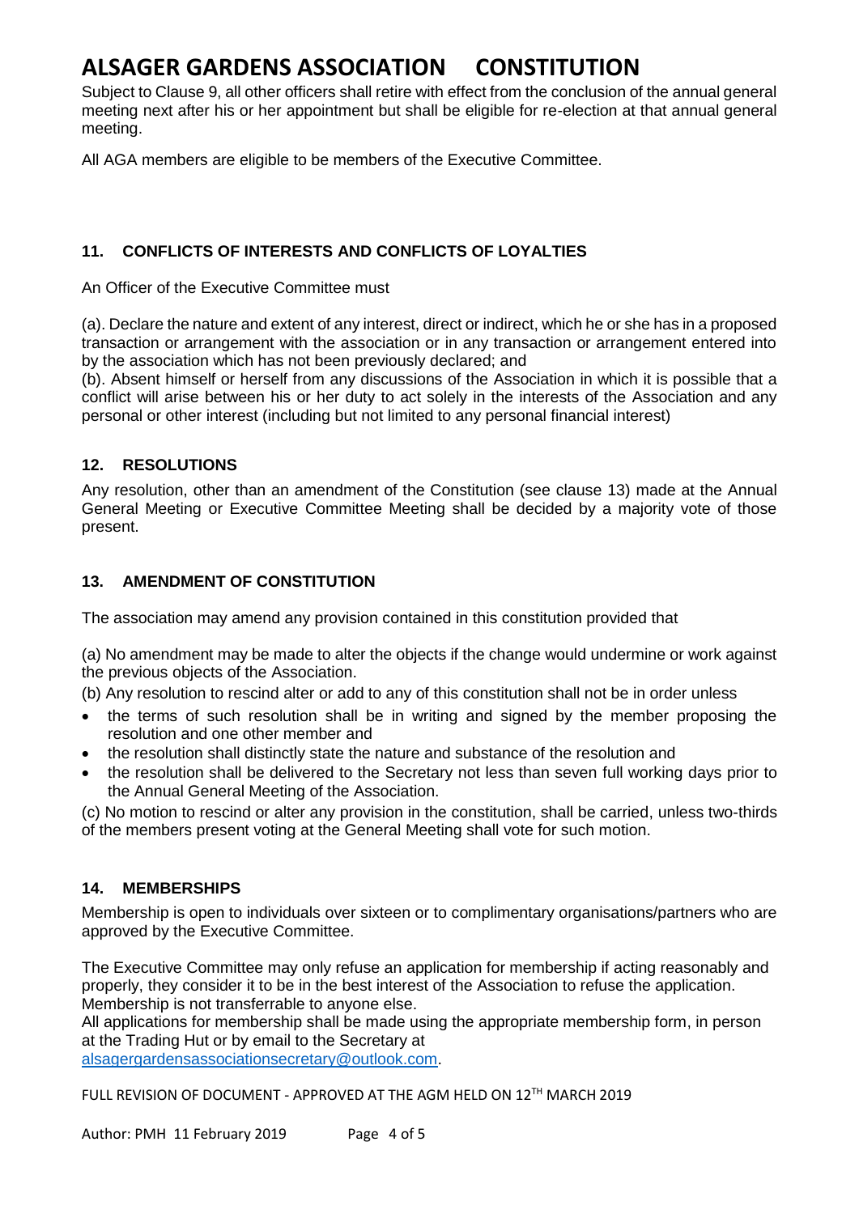Subject to Clause 9, all other officers shall retire with effect from the conclusion of the annual general meeting next after his or her appointment but shall be eligible for re-election at that annual general meeting.

All AGA members are eligible to be members of the Executive Committee.

### 11. CONFLICTS OF INTERESTS AND CONFLICTS OF LOYALTIES

An Officer of the Executive Committee must

(a). Declare the nature and extent of any interest, direct or indirect, which he or she has in a proposed transaction or arrangement with the association or in any transaction or arrangement entered into by the association which has not been previously declared; and
(b). Absent himself or herself from any discussions of the Association in which it is possible that a conflict will arise between his or her duty to act solely in the interests of the Association and any personal or other interest (including but not limited to any personal financial interest)

### 12. RESOLUTIONS

Any resolution, other than an amendment of the Constitution (see clause 13) made at the Annual General Meeting or Executive Committee Meeting shall be decided by a majority vote of those present.

### 13. AMENDMENT OF CONSTITUTION

The association may amend any provision contained in this constitution provided that

(a) No amendment may be made to alter the objects if the change would undermine or work against the previous objects of the Association.

(b) Any resolution to rescind alter or add to any of this constitution shall not be in order unless

- the terms of such resolution shall be in writing and signed by the member proposing the resolution and one other member and
- the resolution shall distinctly state the nature and substance of the resolution and
- the resolution shall be delivered to the Secretary not less than seven full working days prior to the Annual General Meeting of the Association.

(c) No motion to rescind or alter any provision in the constitution, shall be carried, unless two-thirds of the members present voting at the General Meeting shall vote for such motion.

### 14. MEMBERSHIPS

Membership is open to individuals over sixteen or to complimentary organisations/partners who are approved by the Executive Committee.

The Executive Committee may only refuse an application for membership if acting reasonably and properly, they consider it to be in the best interest of the Association to refuse the application.
Membership is not transferrable to anyone else.
All applications for membership shall be made using the appropriate membership form, in person at the Trading Hut or by email to the Secretary at
alsagergardensassociationsecretary@outlook.com.

FULL REVISION OF DOCUMENT - APPROVED AT THE AGM HELD ON 12TH MARCH 2019

Author: PMH 11 February 2019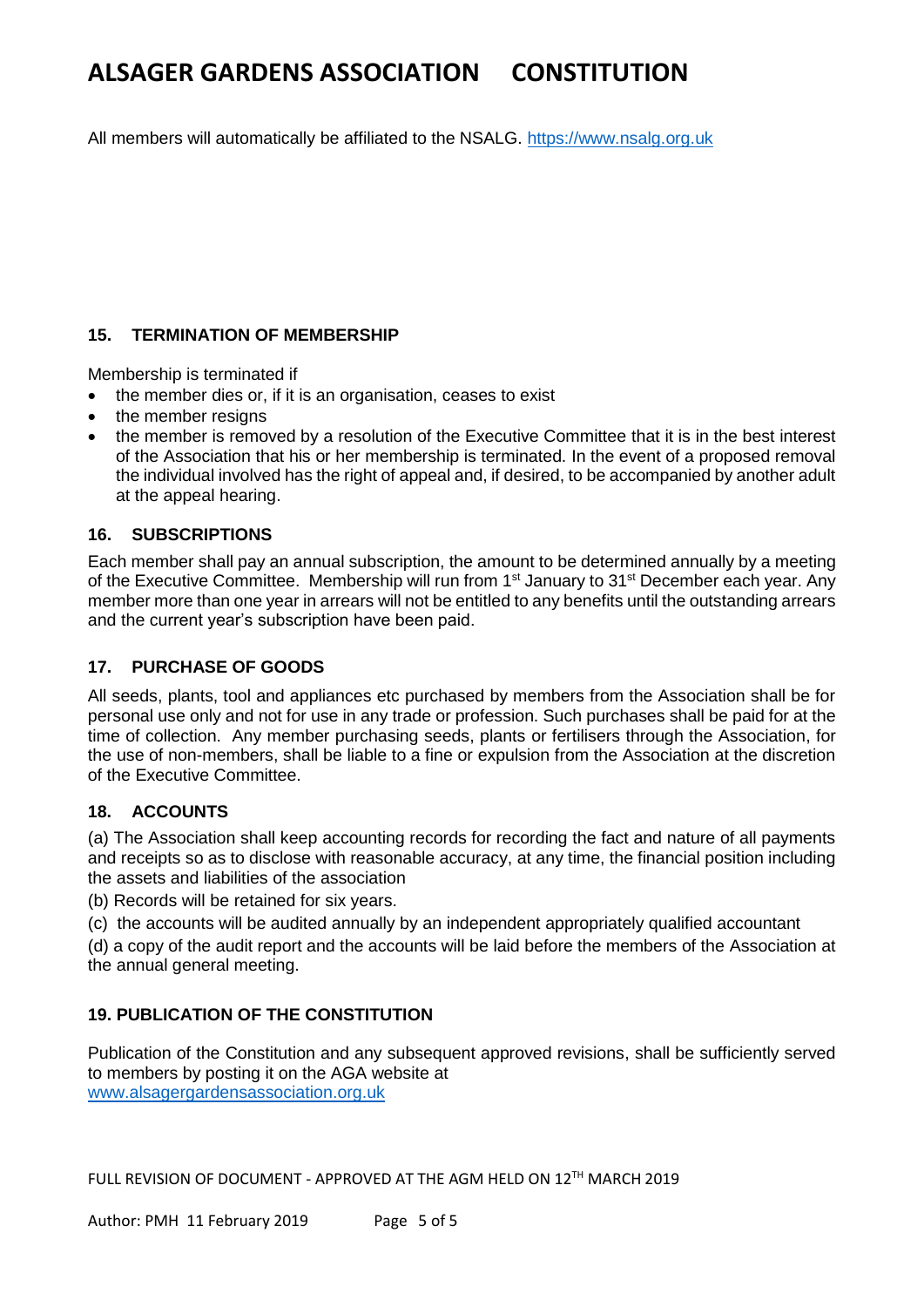All members will automatically be affiliated to the NSALG. https://www.nsalg.org.uk

### 15. TERMINATION OF MEMBERSHIP

Membership is terminated if

- the member dies or, if it is an organisation, ceases to exist
- the member resigns
- the member is removed by a resolution of the Executive Committee that it is in the best interest of the Association that his or her membership is terminated. In the event of a proposed removal the individual involved has the right of appeal and, if desired, to be accompanied by another adult at the appeal hearing.

### 16. SUBSCRIPTIONS

Each member shall pay an annual subscription, the amount to be determined annually by a meeting of the Executive Committee. Membership will run from 1st January to 31st December each year. Any member more than one year in arrears will not be entitled to any benefits until the outstanding arrears and the current year's subscription have been paid.

### 17. PURCHASE OF GOODS

All seeds, plants, tool and appliances etc purchased by members from the Association shall be for personal use only and not for use in any trade or profession. Such purchases shall be paid for at the time of collection. Any member purchasing seeds, plants or fertilisers through the Association, for the use of non-members, shall be liable to a fine or expulsion from the Association at the discretion of the Executive Committee.

### 18. ACCOUNTS

(a) The Association shall keep accounting records for recording the fact and nature of all payments and receipts so as to disclose with reasonable accuracy, at any time, the financial position including the assets and liabilities of the association

(b) Records will be retained for six years.

(c) the accounts will be audited annually by an independent appropriately qualified accountant

(d) a copy of the audit report and the accounts will be laid before the members of the Association at the annual general meeting.

### 19. PUBLICATION OF THE CONSTITUTION

Publication of the Constitution and any subsequent approved revisions, shall be sufficiently served to members by posting it on the AGA website at www.alsagergardensassociation.org.uk

FULL REVISION OF DOCUMENT - APPROVED AT THE AGM HELD ON 12TH MARCH 2019

Author: PMH 11 February 2019